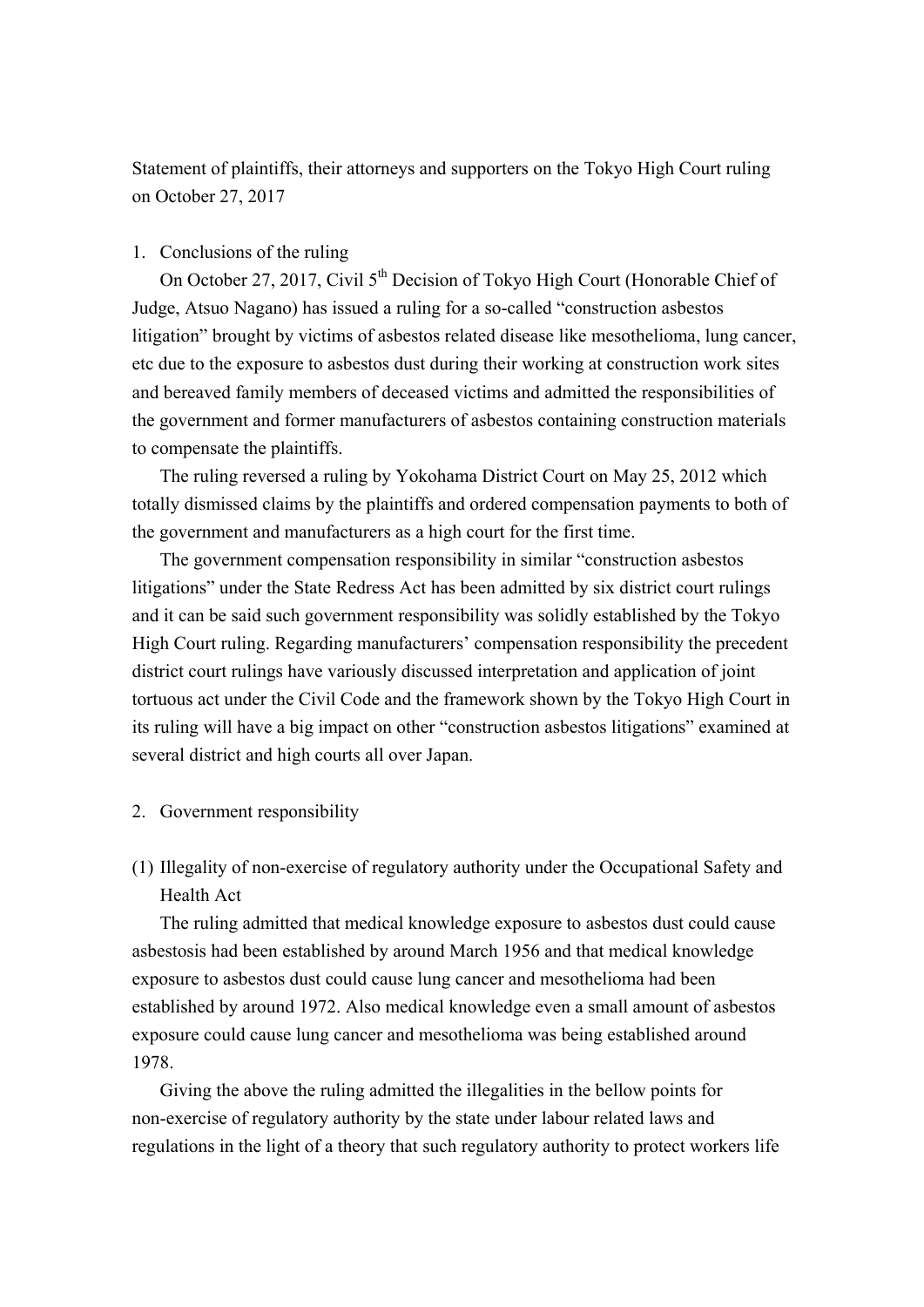Statement of plaintiffs, their attorneys and supporters on the Tokyo High Court ruling on October 27, 2017

1. Conclusions of the ruling

   On October 27, 2017, Civil 5th Decision of Tokyo High Court (Honorable Chief of Judge, Atsuo Nagano) has issued a ruling for a so-called "construction asbestos litigation" brought by victims of asbestos related disease like mesothelioma, lung cancer, etc due to the exposure to asbestos dust during their working at construction work sites and bereaved family members of deceased victims and admitted the responsibilities of the government and former manufacturers of asbestos containing construction materials to compensate the plaintiffs.

   The ruling reversed a ruling by Yokohama District Court on May 25, 2012 which totally dismissed claims by the plaintiffs and ordered compensation payments to both of the government and manufacturers as a high court for the first time.

   The government compensation responsibility in similar "construction asbestos litigations" under the State Redress Act has been admitted by six district court rulings and it can be said such government responsibility was solidly established by the Tokyo High Court ruling. Regarding manufacturers' compensation responsibility the precedent district court rulings have variously discussed interpretation and application of joint tortuous act under the Civil Code and the framework shown by the Tokyo High Court in its ruling will have a big impact on other "construction asbestos litigations" examined at several district and high courts all over Japan.

2. Government responsibility

(1) Illegality of non-exercise of regulatory authority under the Occupational Safety and Health Act

   The ruling admitted that medical knowledge exposure to asbestos dust could cause asbestosis had been established by around March 1956 and that medical knowledge exposure to asbestos dust could cause lung cancer and mesothelioma had been established by around 1972. Also medical knowledge even a small amount of asbestos exposure could cause lung cancer and mesothelioma was being established around 1978.

   Giving the above the ruling admitted the illegalities in the bellow points for non-exercise of regulatory authority by the state under labour related laws and regulations in the light of a theory that such regulatory authority to protect workers life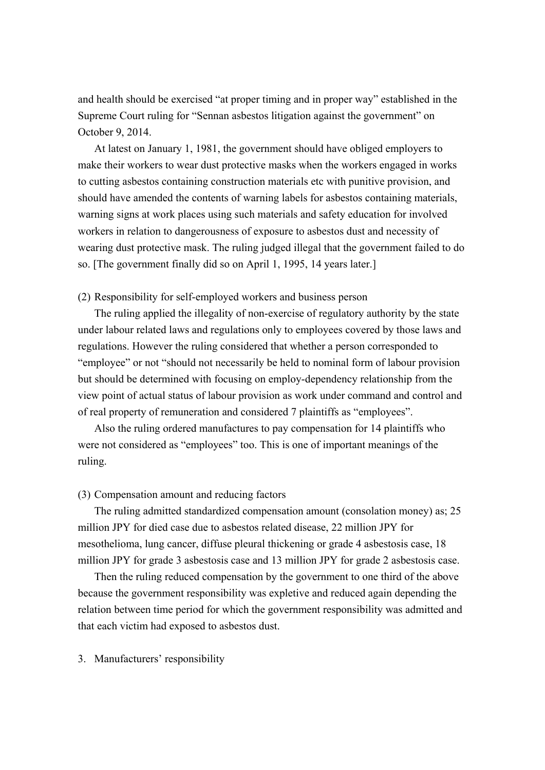and health should be exercised “at proper timing and in proper way” established in the Supreme Court ruling for “Sennan asbestos litigation against the government” on October 9, 2014.

At latest on January 1, 1981, the government should have obliged employers to make their workers to wear dust protective masks when the workers engaged in works to cutting asbestos containing construction materials etc with punitive provision, and should have amended the contents of warning labels for asbestos containing materials, warning signs at work places using such materials and safety education for involved workers in relation to dangerousness of exposure to asbestos dust and necessity of wearing dust protective mask. The ruling judged illegal that the government failed to do so. [The government finally did so on April 1, 1995, 14 years later.]

(2) Responsibility for self-employed workers and business person

The ruling applied the illegality of non-exercise of regulatory authority by the state under labour related laws and regulations only to employees covered by those laws and regulations. However the ruling considered that whether a person corresponded to “employee” or not “should not necessarily be held to nominal form of labour provision but should be determined with focusing on employ-dependency relationship from the view point of actual status of labour provision as work under command and control and of real property of remuneration and considered 7 plaintiffs as “employees”.

Also the ruling ordered manufactures to pay compensation for 14 plaintiffs who were not considered as “employees” too. This is one of important meanings of the ruling.

(3) Compensation amount and reducing factors

The ruling admitted standardized compensation amount (consolation money) as; 25 million JPY for died case due to asbestos related disease, 22 million JPY for mesothelioma, lung cancer, diffuse pleural thickening or grade 4 asbestosis case, 18 million JPY for grade 3 asbestosis case and 13 million JPY for grade 2 asbestosis case.

Then the ruling reduced compensation by the government to one third of the above because the government responsibility was expletive and reduced again depending the relation between time period for which the government responsibility was admitted and that each victim had exposed to asbestos dust.

3. Manufacturers’ responsibility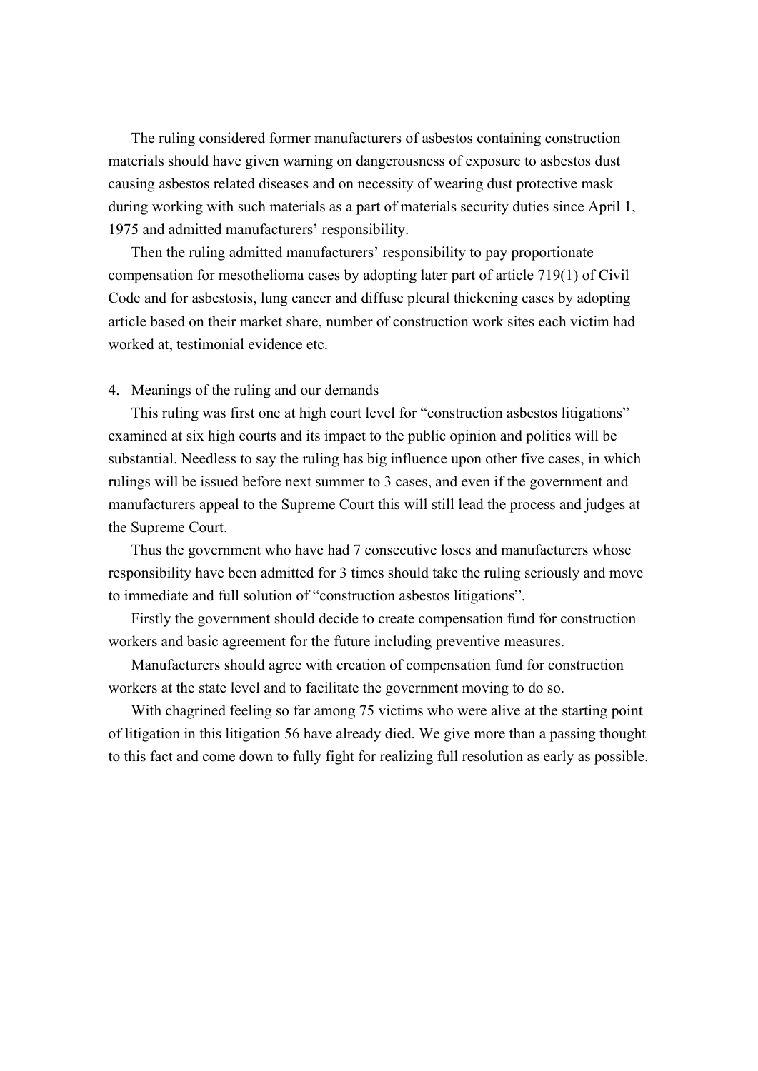The ruling considered former manufacturers of asbestos containing construction materials should have given warning on dangerousness of exposure to asbestos dust causing asbestos related diseases and on necessity of wearing dust protective mask during working with such materials as a part of materials security duties since April 1, 1975 and admitted manufacturers' responsibility.

Then the ruling admitted manufacturers' responsibility to pay proportionate compensation for mesothelioma cases by adopting later part of article 719(1) of Civil Code and for asbestosis, lung cancer and diffuse pleural thickening cases by adopting article based on their market share, number of construction work sites each victim had worked at, testimonial evidence etc.

4. Meanings of the ruling and our demands

This ruling was first one at high court level for "construction asbestos litigations" examined at six high courts and its impact to the public opinion and politics will be substantial. Needless to say the ruling has big influence upon other five cases, in which rulings will be issued before next summer to 3 cases, and even if the government and manufacturers appeal to the Supreme Court this will still lead the process and judges at the Supreme Court.

Thus the government who have had 7 consecutive loses and manufacturers whose responsibility have been admitted for 3 times should take the ruling seriously and move to immediate and full solution of "construction asbestos litigations".

Firstly the government should decide to create compensation fund for construction workers and basic agreement for the future including preventive measures.

Manufacturers should agree with creation of compensation fund for construction workers at the state level and to facilitate the government moving to do so.

With chagrined feeling so far among 75 victims who were alive at the starting point of litigation in this litigation 56 have already died. We give more than a passing thought to this fact and come down to fully fight for realizing full resolution as early as possible.